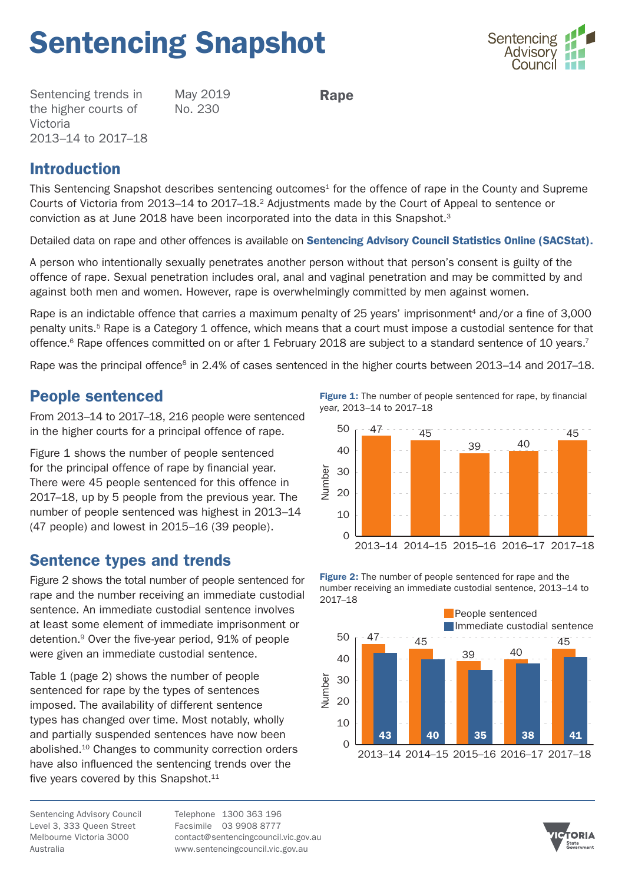# Sentencing Snapshot

Sentencing trends in the higher courts of Victoria 2013–14 to 2017–18

May 2019
No. 230

**Rape**

## Introduction

This Sentencing Snapshot describes sentencing outcomes[1] for the offence of rape in the County and Supreme Courts of Victoria from 2013–14 to 2017–18.[2] Adjustments made by the Court of Appeal to sentence or conviction as at June 2018 have been incorporated into the data in this Snapshot.[3]

Detailed data on rape and other offences is available on **Sentencing Advisory Council Statistics Online (SACStat).**

A person who intentionally sexually penetrates another person without that person's consent is guilty of the offence of rape. Sexual penetration includes oral, anal and vaginal penetration and may be committed by and against both men and women. However, rape is overwhelmingly committed by men against women.

Rape is an indictable offence that carries a maximum penalty of 25 years' imprisonment[4] and/or a fine of 3,000 penalty units.[5] Rape is a Category 1 offence, which means that a court must impose a custodial sentence for that offence.[6] Rape offences committed on or after 1 February 2018 are subject to a standard sentence of 10 years.[7]

Rape was the principal offence[8] in 2.4% of cases sentenced in the higher courts between 2013–14 and 2017–18.

## People sentenced

From 2013–14 to 2017–18, 216 people were sentenced in the higher courts for a principal offence of rape.

Figure 1 shows the number of people sentenced for the principal offence of rape by financial year. There were 45 people sentenced for this offence in 2017–18, up by 5 people from the previous year. The number of people sentenced was highest in 2013–14 (47 people) and lowest in 2015–16 (39 people).

**Figure 1:** The number of people sentenced for rape, by financial year, 2013–14 to 2017–18

| Year | Number |
|---|---|
| 2013–14 | 47 |
| 2014–15 | 45 |
| 2015–16 | 39 |
| 2016–17 | 40 |
| 2017–18 | 45 |

## Sentence types and trends

Figure 2 shows the total number of people sentenced for rape and the number receiving an immediate custodial sentence. An immediate custodial sentence involves at least some element of immediate imprisonment or detention.[9] Over the five-year period, 91% of people were given an immediate custodial sentence.

Table 1 (page 2) shows the number of people sentenced for rape by the types of sentences imposed. The availability of different sentence types has changed over time. Most notably, wholly and partially suspended sentences have now been abolished.[10] Changes to community correction orders have also influenced the sentencing trends over the five years covered by this Snapshot.[11]

**Figure 2:** The number of people sentenced for rape and the number receiving an immediate custodial sentence, 2013–14 to 2017–18

| Year | People sentenced | Immediate custodial sentence |
|---|---|---|
| 2013–14 | 47 | 43 |
| 2014–15 | 45 | 40 |
| 2015–16 | 39 | 35 |
| 2016–17 | 40 | 38 |
| 2017–18 | 45 | 41 |

Sentencing Advisory Council
Level 3, 333 Queen Street
Melbourne Victoria 3000
Australia

Telephone 1300 363 196
Facsimile 03 9908 8777
contact@sentencingcouncil.vic.gov.au
www.sentencingcouncil.vic.gov.au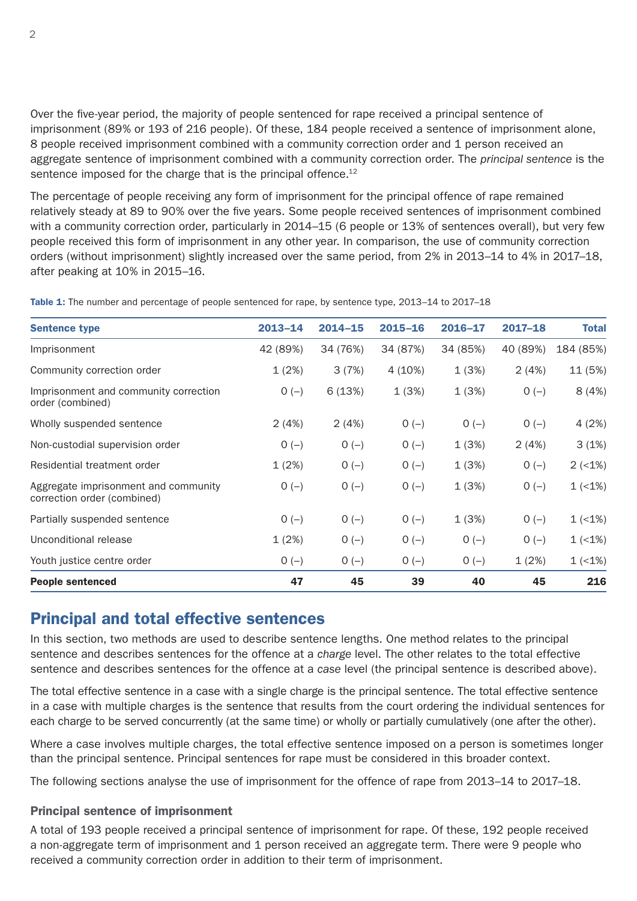Over the five-year period, the majority of people sentenced for rape received a principal sentence of imprisonment (89% or 193 of 216 people). Of these, 184 people received a sentence of imprisonment alone, 8 people received imprisonment combined with a community correction order and 1 person received an aggregate sentence of imprisonment combined with a community correction order. The *principal sentence* is the sentence imposed for the charge that is the principal offence.[12]

The percentage of people receiving any form of imprisonment for the principal offence of rape remained relatively steady at 89 to 90% over the five years. Some people received sentences of imprisonment combined with a community correction order, particularly in 2014–15 (6 people or 13% of sentences overall), but very few people received this form of imprisonment in any other year. In comparison, the use of community correction orders (without imprisonment) slightly increased over the same period, from 2% in 2013–14 to 4% in 2017–18, after peaking at 10% in 2015–16.

**Table 1:** The number and percentage of people sentenced for rape, by sentence type, 2013–14 to 2017–18

| Sentence type | 2013–14 | 2014–15 | 2015–16 | 2016–17 | 2017–18 | Total |
|---|---|---|---|---|---|---|
| Imprisonment | 42 (89%) | 34 (76%) | 34 (87%) | 34 (85%) | 40 (89%) | 184 (85%) |
| Community correction order | 1 (2%) | 3 (7%) | 4 (10%) | 1 (3%) | 2 (4%) | 11 (5%) |
| Imprisonment and community correction order (combined) | 0 (–) | 6 (13%) | 1 (3%) | 1 (3%) | 0 (–) | 8 (4%) |
| Wholly suspended sentence | 2 (4%) | 2 (4%) | 0 (–) | 0 (–) | 0 (–) | 4 (2%) |
| Non-custodial supervision order | 0 (–) | 0 (–) | 0 (–) | 1 (3%) | 2 (4%) | 3 (1%) |
| Residential treatment order | 1 (2%) | 0 (–) | 0 (–) | 1 (3%) | 0 (–) | 2 (<1%) |
| Aggregate imprisonment and community correction order (combined) | 0 (–) | 0 (–) | 0 (–) | 1 (3%) | 0 (–) | 1 (<1%) |
| Partially suspended sentence | 0 (–) | 0 (–) | 0 (–) | 1 (3%) | 0 (–) | 1 (<1%) |
| Unconditional release | 1 (2%) | 0 (–) | 0 (–) | 0 (–) | 0 (–) | 1 (<1%) |
| Youth justice centre order | 0 (–) | 0 (–) | 0 (–) | 0 (–) | 1 (2%) | 1 (<1%) |
| **People sentenced** | **47** | **45** | **39** | **40** | **45** | **216** |

## Principal and total effective sentences

In this section, two methods are used to describe sentence lengths. One method relates to the principal sentence and describes sentences for the offence at a *charge* level. The other relates to the total effective sentence and describes sentences for the offence at a *case* level (the principal sentence is described above).

The total effective sentence in a case with a single charge is the principal sentence. The total effective sentence in a case with multiple charges is the sentence that results from the court ordering the individual sentences for each charge to be served concurrently (at the same time) or wholly or partially cumulatively (one after the other).

Where a case involves multiple charges, the total effective sentence imposed on a person is sometimes longer than the principal sentence. Principal sentences for rape must be considered in this broader context.

The following sections analyse the use of imprisonment for the offence of rape from 2013–14 to 2017–18.

### Principal sentence of imprisonment

A total of 193 people received a principal sentence of imprisonment for rape. Of these, 192 people received a non-aggregate term of imprisonment and 1 person received an aggregate term. There were 9 people who received a community correction order in addition to their term of imprisonment.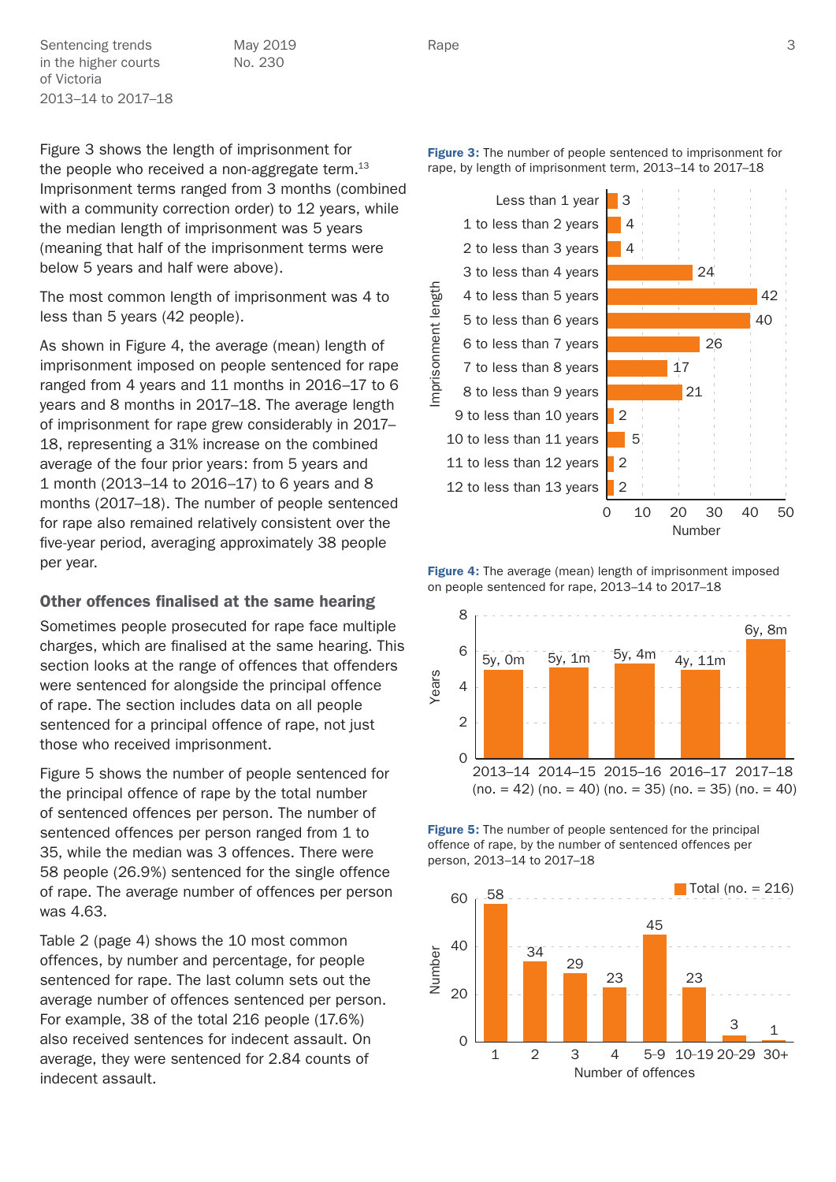Figure 3 shows the length of imprisonment for the people who received a non-aggregate term.[13] Imprisonment terms ranged from 3 months (combined with a community correction order) to 12 years, while the median length of imprisonment was 5 years (meaning that half of the imprisonment terms were below 5 years and half were above).

The most common length of imprisonment was 4 to less than 5 years (42 people).

As shown in Figure 4, the average (mean) length of imprisonment imposed on people sentenced for rape ranged from 4 years and 11 months in 2016–17 to 6 years and 8 months in 2017–18. The average length of imprisonment for rape grew considerably in 2017–18, representing a 31% increase on the combined average of the four prior years: from 5 years and 1 month (2013–14 to 2016–17) to 6 years and 8 months (2017–18). The number of people sentenced for rape also remained relatively consistent over the five-year period, averaging approximately 38 people per year.

## Other offences finalised at the same hearing

Sometimes people prosecuted for rape face multiple charges, which are finalised at the same hearing. This section looks at the range of offences that offenders were sentenced for alongside the principal offence of rape. The section includes data on all people sentenced for a principal offence of rape, not just those who received imprisonment.

Figure 5 shows the number of people sentenced for the principal offence of rape by the total number of sentenced offences per person. The number of sentenced offences per person ranged from 1 to 35, while the median was 3 offences. There were 58 people (26.9%) sentenced for the single offence of rape. The average number of offences per person was 4.63.

Table 2 (page 4) shows the 10 most common offences, by number and percentage, for people sentenced for rape. The last column sets out the average number of offences sentenced per person. For example, 38 of the total 216 people (17.6%) also received sentences for indecent assault. On average, they were sentenced for 2.84 counts of indecent assault.

**Figure 3:** The number of people sentenced to imprisonment for rape, by length of imprisonment term, 2013–14 to 2017–18

| Imprisonment length | Number |
|---|---|
| Less than 1 year | 3 |
| 1 to less than 2 years | 4 |
| 2 to less than 3 years | 4 |
| 3 to less than 4 years | 24 |
| 4 to less than 5 years | 42 |
| 5 to less than 6 years | 40 |
| 6 to less than 7 years | 26 |
| 7 to less than 8 years | 17 |
| 8 to less than 9 years | 21 |
| 9 to less than 10 years | 2 |
| 10 to less than 11 years | 5 |
| 11 to less than 12 years | 2 |
| 12 to less than 13 years | 2 |

**Figure 4:** The average (mean) length of imprisonment imposed on people sentenced for rape, 2013–14 to 2017–18

| Year | Average length |
|---|---|
| 2013–14 (no. = 42) | 5y, 0m |
| 2014–15 (no. = 40) | 5y, 1m |
| 2015–16 (no. = 35) | 5y, 4m |
| 2016–17 (no. = 35) | 4y, 11m |
| 2017–18 (no. = 40) | 6y, 8m |

**Figure 5:** The number of people sentenced for the principal offence of rape, by the number of sentenced offences per person, 2013–14 to 2017–18

| Number of offences | Total (no. = 216) |
|---|---|
| 1 | 58 |
| 2 | 34 |
| 3 | 29 |
| 4 | 23 |
| 5–9 | 45 |
| 10–19 | 23 |
| 20–29 | 3 |
| 30+ | 1 |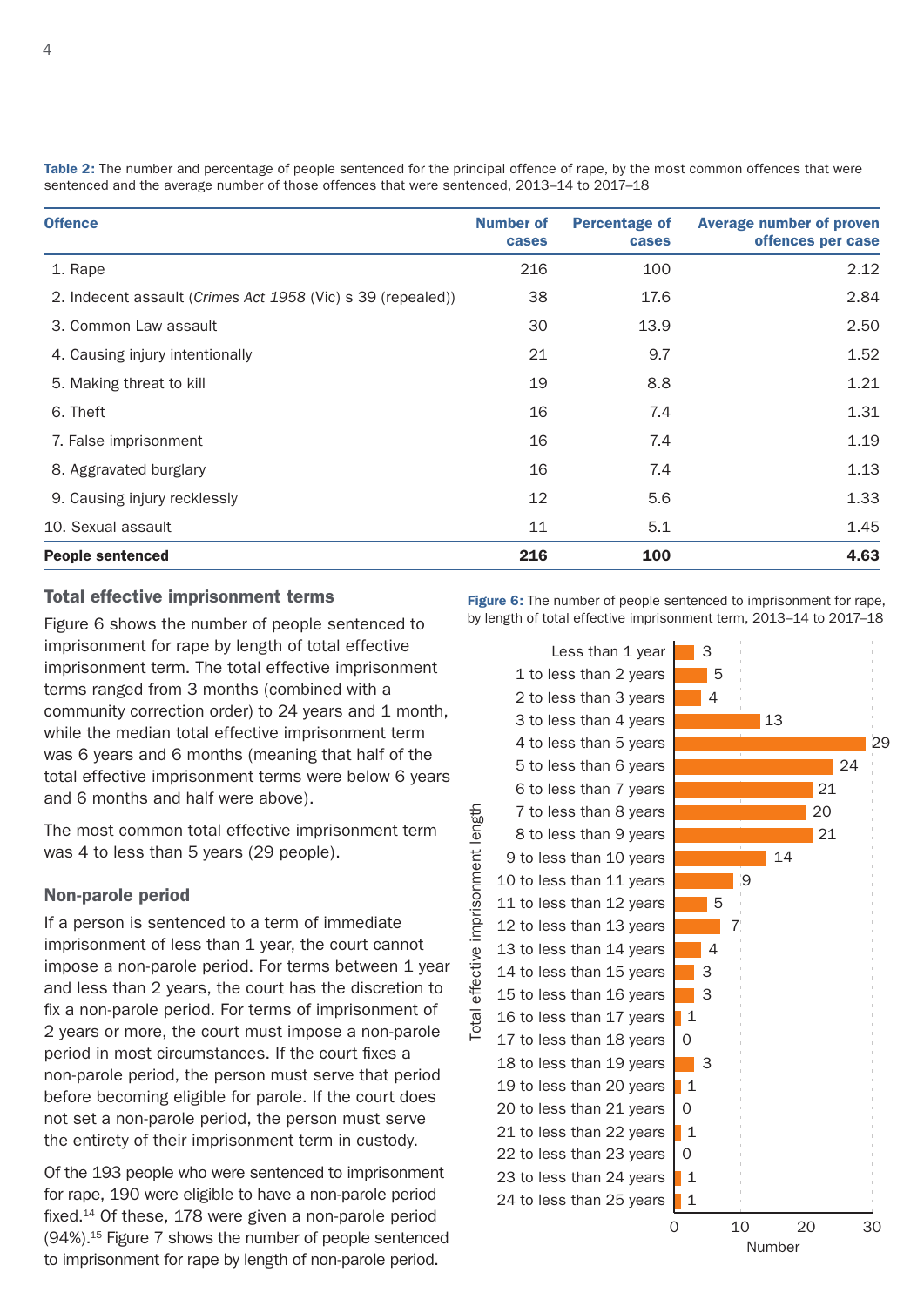**Table 2:** The number and percentage of people sentenced for the principal offence of rape, by the most common offences that were sentenced and the average number of those offences that were sentenced, 2013–14 to 2017–18

| Offence | Number of cases | Percentage of cases | Average number of proven offences per case |
|---|---|---|---|
| 1. Rape | 216 | 100 | 2.12 |
| 2. Indecent assault (*Crimes Act 1958* (Vic) s 39 (repealed)) | 38 | 17.6 | 2.84 |
| 3. Common Law assault | 30 | 13.9 | 2.50 |
| 4. Causing injury intentionally | 21 | 9.7 | 1.52 |
| 5. Making threat to kill | 19 | 8.8 | 1.21 |
| 6. Theft | 16 | 7.4 | 1.31 |
| 7. False imprisonment | 16 | 7.4 | 1.19 |
| 8. Aggravated burglary | 16 | 7.4 | 1.13 |
| 9. Causing injury recklessly | 12 | 5.6 | 1.33 |
| 10. Sexual assault | 11 | 5.1 | 1.45 |
| **People sentenced** | **216** | **100** | **4.63** |

## Total effective imprisonment terms

Figure 6 shows the number of people sentenced to imprisonment for rape by length of total effective imprisonment term. The total effective imprisonment terms ranged from 3 months (combined with a community correction order) to 24 years and 1 month, while the median total effective imprisonment term was 6 years and 6 months (meaning that half of the total effective imprisonment terms were below 6 years and 6 months and half were above).

The most common total effective imprisonment term was 4 to less than 5 years (29 people).

## Non-parole period

If a person is sentenced to a term of immediate imprisonment of less than 1 year, the court cannot impose a non-parole period. For terms between 1 year and less than 2 years, the court has the discretion to fix a non-parole period. For terms of imprisonment of 2 years or more, the court must impose a non-parole period in most circumstances. If the court fixes a non-parole period, the person must serve that period before becoming eligible for parole. If the court does not set a non-parole period, the person must serve the entirety of their imprisonment term in custody.

Of the 193 people who were sentenced to imprisonment for rape, 190 were eligible to have a non-parole period fixed.[14] Of these, 178 were given a non-parole period (94%).[15] Figure 7 shows the number of people sentenced to imprisonment for rape by length of non-parole period.

**Figure 6:** The number of people sentenced to imprisonment for rape, by length of total effective imprisonment term, 2013–14 to 2017–18

| Total effective imprisonment length | Number |
|---|---|
| Less than 1 year | 3 |
| 1 to less than 2 years | 5 |
| 2 to less than 3 years | 4 |
| 3 to less than 4 years | 13 |
| 4 to less than 5 years | 29 |
| 5 to less than 6 years | 24 |
| 6 to less than 7 years | 21 |
| 7 to less than 8 years | 20 |
| 8 to less than 9 years | 21 |
| 9 to less than 10 years | 14 |
| 10 to less than 11 years | 9 |
| 11 to less than 12 years | 5 |
| 12 to less than 13 years | 7 |
| 13 to less than 14 years | 4 |
| 14 to less than 15 years | 3 |
| 15 to less than 16 years | 3 |
| 16 to less than 17 years | 1 |
| 17 to less than 18 years | 0 |
| 18 to less than 19 years | 3 |
| 19 to less than 20 years | 1 |
| 20 to less than 21 years | 0 |
| 21 to less than 22 years | 1 |
| 22 to less than 23 years | 0 |
| 23 to less than 24 years | 1 |
| 24 to less than 25 years | 1 |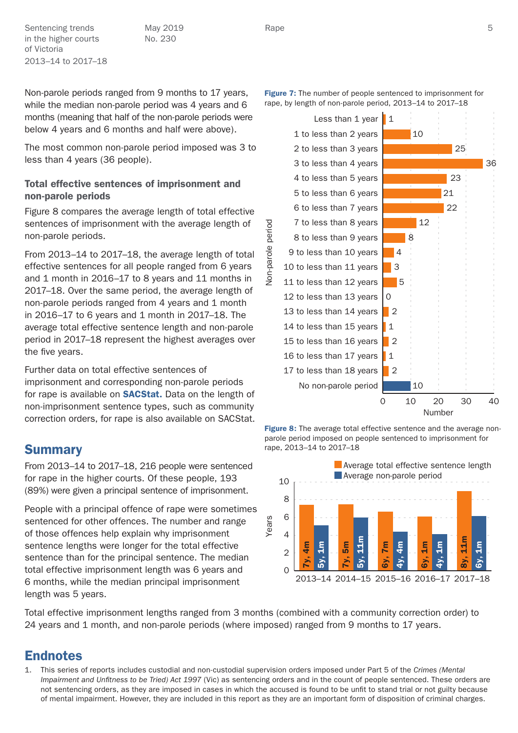Non-parole periods ranged from 9 months to 17 years, while the median non-parole period was 4 years and 6 months (meaning that half of the non-parole periods were below 4 years and 6 months and half were above).

The most common non-parole period imposed was 3 to less than 4 years (36 people).

**Figure 7:** The number of people sentenced to imprisonment for rape, by length of non-parole period, 2013–14 to 2017–18

| Non-parole period | Number |
|---|---|
| Less than 1 year | 1 |
| 1 to less than 2 years | 10 |
| 2 to less than 3 years | 25 |
| 3 to less than 4 years | 36 |
| 4 to less than 5 years | 23 |
| 5 to less than 6 years | 21 |
| 6 to less than 7 years | 22 |
| 7 to less than 8 years | 12 |
| 8 to less than 9 years | 8 |
| 9 to less than 10 years | 4 |
| 10 to less than 11 years | 3 |
| 11 to less than 12 years | 5 |
| 12 to less than 13 years | 0 |
| 13 to less than 14 years | 2 |
| 14 to less than 15 years | 1 |
| 15 to less than 16 years | 2 |
| 16 to less than 17 years | 1 |
| 17 to less than 18 years | 2 |
| No non-parole period | 10 |

### Total effective sentences of imprisonment and non-parole periods

Figure 8 compares the average length of total effective sentences of imprisonment with the average length of non-parole periods.

From 2013–14 to 2017–18, the average length of total effective sentences for all people ranged from 6 years and 1 month in 2016–17 to 8 years and 11 months in 2017–18. Over the same period, the average length of non-parole periods ranged from 4 years and 1 month in 2016–17 to 6 years and 1 month in 2017–18. The average total effective sentence length and non-parole period in 2017–18 represent the highest averages over the five years.

**Figure 8:** The average total effective sentence and the average non-parole period imposed on people sentenced to imprisonment for rape, 2013–14 to 2017–18

| Year | Average total effective sentence length | Average non-parole period |
|---|---|---|
| 2013–14 | 7y, 4m | 5y, 1m |
| 2014–15 | 7y, 5m | 5y, 11m |
| 2015–16 | 6y, 7m | 4y, 4m |
| 2016–17 | 6y, 1m | 4y, 1m |
| 2017–18 | 8y, 11m | 6y, 1m |

Further data on total effective sentences of imprisonment and corresponding non-parole periods for rape is available on **SACStat.** Data on the length of non-imprisonment sentence types, such as community correction orders, for rape is also available on SACStat.

## Summary

From 2013–14 to 2017–18, 216 people were sentenced for rape in the higher courts. Of these people, 193 (89%) were given a principal sentence of imprisonment.

People with a principal offence of rape were sometimes sentenced for other offences. The number and range of those offences help explain why imprisonment sentence lengths were longer for the total effective sentence than for the principal sentence. The median total effective imprisonment length was 6 years and 6 months, while the median principal imprisonment length was 5 years.

Total effective imprisonment lengths ranged from 3 months (combined with a community correction order) to 24 years and 1 month, and non-parole periods (where imposed) ranged from 9 months to 17 years.

## Endnotes

1. This series of reports includes custodial and non-custodial supervision orders imposed under Part 5 of the *Crimes (Mental Impairment and Unfitness to be Tried) Act 1997* (Vic) as sentencing orders and in the count of people sentenced. These orders are not sentencing orders, as they are imposed in cases in which the accused is found to be unfit to stand trial or not guilty because of mental impairment. However, they are included in this report as they are an important form of disposition of criminal charges.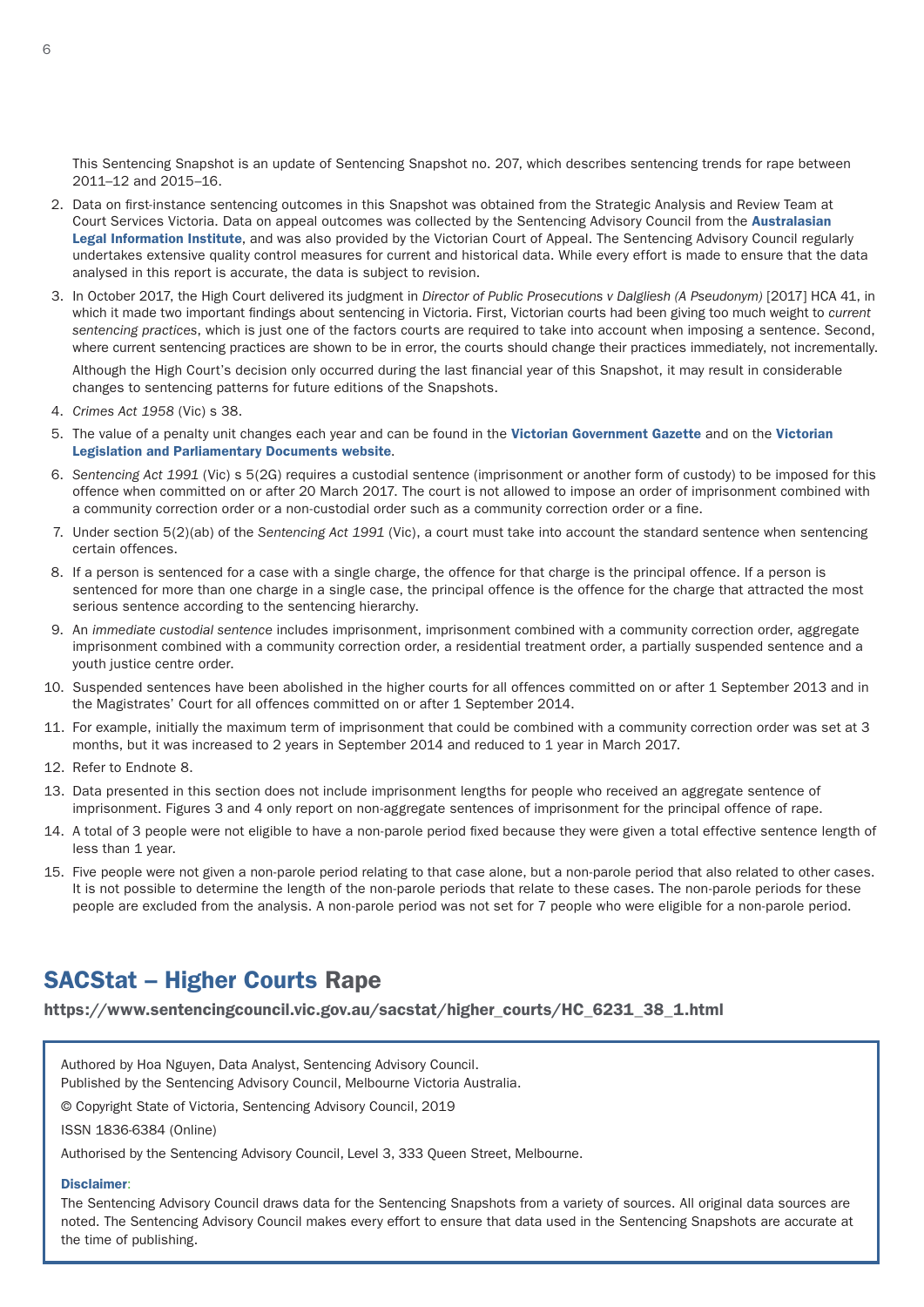This Sentencing Snapshot is an update of Sentencing Snapshot no. 207, which describes sentencing trends for rape between 2011–12 and 2015–16.

2. Data on first-instance sentencing outcomes in this Snapshot was obtained from the Strategic Analysis and Review Team at Court Services Victoria. Data on appeal outcomes was collected by the Sentencing Advisory Council from the **Australasian Legal Information Institute**, and was also provided by the Victorian Court of Appeal. The Sentencing Advisory Council regularly undertakes extensive quality control measures for current and historical data. While every effort is made to ensure that the data analysed in this report is accurate, the data is subject to revision.
3. In October 2017, the High Court delivered its judgment in *Director of Public Prosecutions v Dalgliesh (A Pseudonym)* [2017] HCA 41, in which it made two important findings about sentencing in Victoria. First, Victorian courts had been giving too much weight to *current sentencing practices*, which is just one of the factors courts are required to take into account when imposing a sentence. Second, where current sentencing practices are shown to be in error, the courts should change their practices immediately, not incrementally.

   Although the High Court's decision only occurred during the last financial year of this Snapshot, it may result in considerable changes to sentencing patterns for future editions of the Snapshots.
4. *Crimes Act 1958* (Vic) s 38.
5. The value of a penalty unit changes each year and can be found in the **Victorian Government Gazette** and on the **Victorian Legislation and Parliamentary Documents website**.
6. *Sentencing Act 1991* (Vic) s 5(2G) requires a custodial sentence (imprisonment or another form of custody) to be imposed for this offence when committed on or after 20 March 2017. The court is not allowed to impose an order of imprisonment combined with a community correction order or a non-custodial order such as a community correction order or a fine.
7. Under section 5(2)(ab) of the *Sentencing Act 1991* (Vic), a court must take into account the standard sentence when sentencing certain offences.
8. If a person is sentenced for a case with a single charge, the offence for that charge is the principal offence. If a person is sentenced for more than one charge in a single case, the principal offence is the offence for the charge that attracted the most serious sentence according to the sentencing hierarchy.
9. An *immediate custodial sentence* includes imprisonment, imprisonment combined with a community correction order, aggregate imprisonment combined with a community correction order, a residential treatment order, a partially suspended sentence and a youth justice centre order.
10. Suspended sentences have been abolished in the higher courts for all offences committed on or after 1 September 2013 and in the Magistrates' Court for all offences committed on or after 1 September 2014.
11. For example, initially the maximum term of imprisonment that could be combined with a community correction order was set at 3 months, but it was increased to 2 years in September 2014 and reduced to 1 year in March 2017.
12. Refer to Endnote 8.
13. Data presented in this section does not include imprisonment lengths for people who received an aggregate sentence of imprisonment. Figures 3 and 4 only report on non-aggregate sentences of imprisonment for the principal offence of rape.
14. A total of 3 people were not eligible to have a non-parole period fixed because they were given a total effective sentence length of less than 1 year.
15. Five people were not given a non-parole period relating to that case alone, but a non-parole period that also related to other cases. It is not possible to determine the length of the non-parole periods that relate to these cases. The non-parole periods for these people are excluded from the analysis. A non-parole period was not set for 7 people who were eligible for a non-parole period.

## SACStat – Higher Courts Rape

**https://www.sentencingcouncil.vic.gov.au/sacstat/higher_courts/HC_6231_38_1.html**

Authored by Hoa Nguyen, Data Analyst, Sentencing Advisory Council.
Published by the Sentencing Advisory Council, Melbourne Victoria Australia.

© Copyright State of Victoria, Sentencing Advisory Council, 2019

ISSN 1836-6384 (Online)

Authorised by the Sentencing Advisory Council, Level 3, 333 Queen Street, Melbourne.

**Disclaimer**:

The Sentencing Advisory Council draws data for the Sentencing Snapshots from a variety of sources. All original data sources are noted. The Sentencing Advisory Council makes every effort to ensure that data used in the Sentencing Snapshots are accurate at the time of publishing.